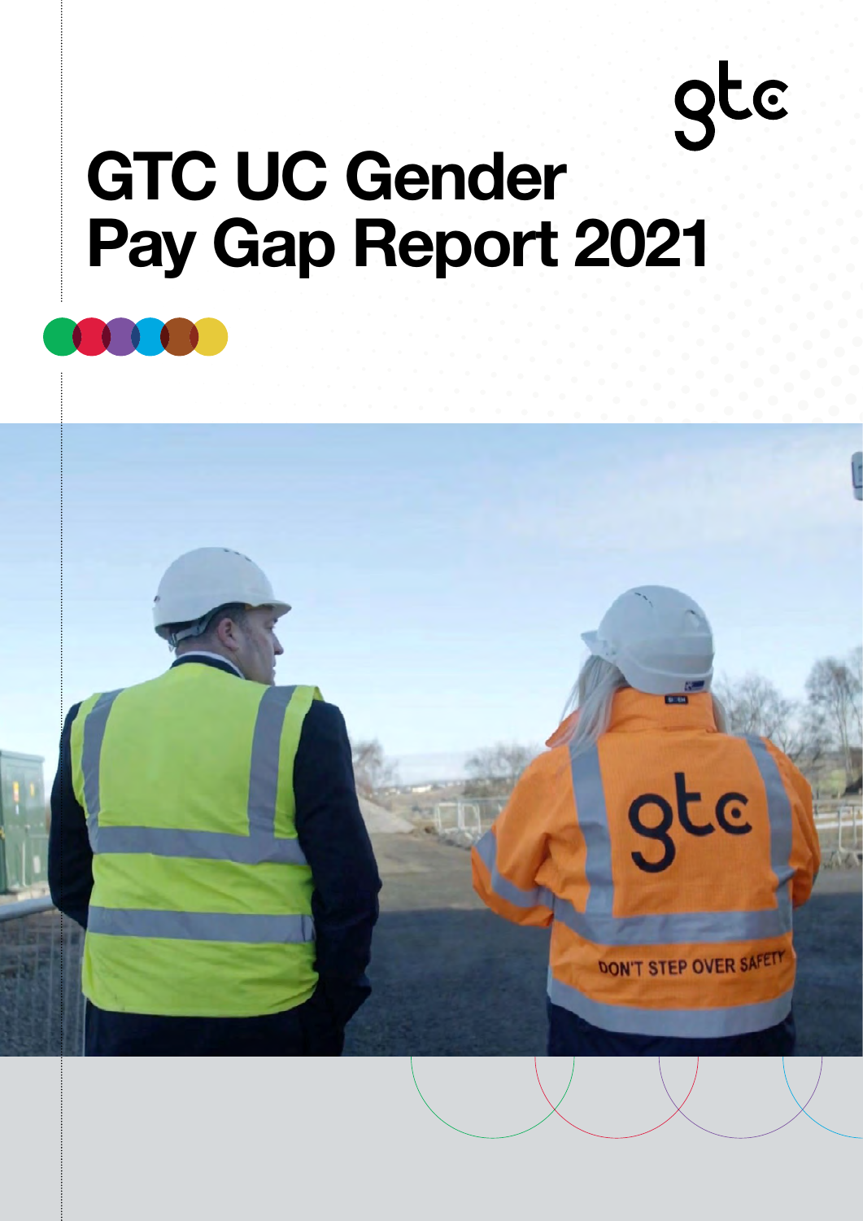gtc

# GTC UC Gender Pay Gap Report 2021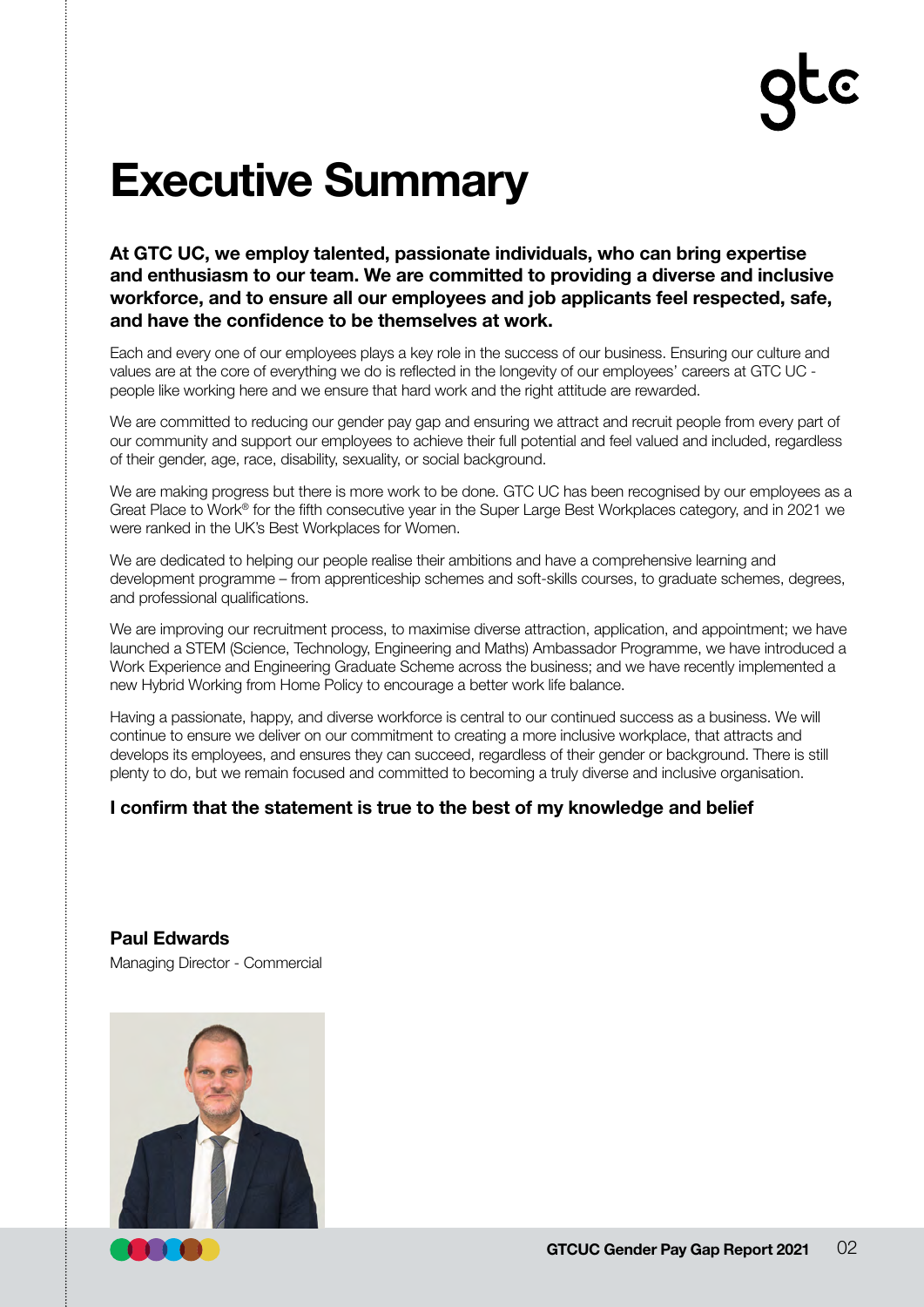# Executive Summary

**At GTC UC, we employ talented, passionate individuals, who can bring expertise and enthusiasm to our team. We are committed to providing a diverse and inclusive workforce, and to ensure all our employees and job applicants feel respected, safe, and have the confidence to be themselves at work.**

Each and every one of our employees plays a key role in the success of our business. Ensuring our culture and values are at the core of everything we do is reflected in the longevity of our employees' careers at GTC UC - people like working here and we ensure that hard work and the right attitude are rewarded.

We are committed to reducing our gender pay gap and ensuring we attract and recruit people from every part of our community and support our employees to achieve their full potential and feel valued and included, regardless of their gender, age, race, disability, sexuality, or social background.

We are making progress but there is more work to be done. GTC UC has been recognised by our employees as a Great Place to Work® for the fifth consecutive year in the Super Large Best Workplaces category, and in 2021 we were ranked in the UK's Best Workplaces for Women.

We are dedicated to helping our people realise their ambitions and have a comprehensive learning and development programme – from apprenticeship schemes and soft-skills courses, to graduate schemes, degrees, and professional qualifications.

We are improving our recruitment process, to maximise diverse attraction, application, and appointment; we have launched a STEM (Science, Technology, Engineering and Maths) Ambassador Programme, we have introduced a Work Experience and Engineering Graduate Scheme across the business; and we have recently implemented a new Hybrid Working from Home Policy to encourage a better work life balance.

Having a passionate, happy, and diverse workforce is central to our continued success as a business. We will continue to ensure we deliver on our commitment to creating a more inclusive workplace, that attracts and develops its employees, and ensures they can succeed, regardless of their gender or background. There is still plenty to do, but we remain focused and committed to becoming a truly diverse and inclusive organisation.

**I confirm that the statement is true to the best of my knowledge and belief**

**Paul Edwards**

Managing Director - Commercial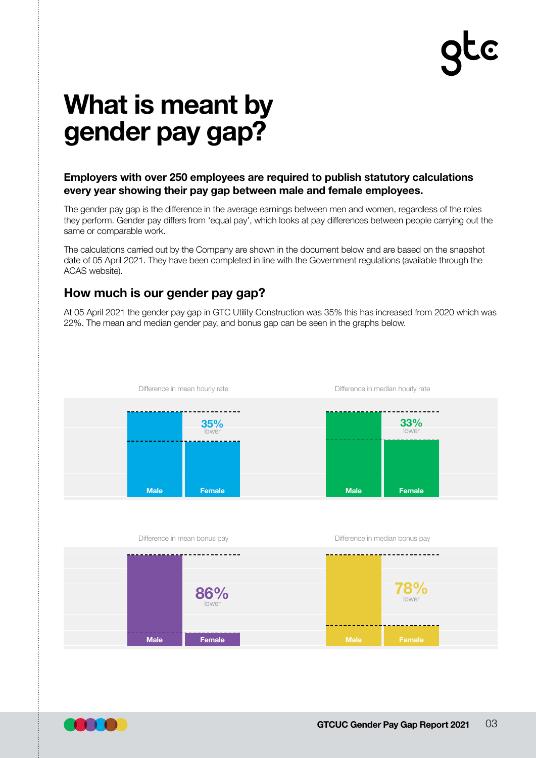# What is meant by gender pay gap?

**Employers with over 250 employees are required to publish statutory calculations every year showing their pay gap between male and female employees.**

The gender pay gap is the difference in the average earnings between men and women, regardless of the roles they perform. Gender pay differs from 'equal pay', which looks at pay differences between people carrying out the same or comparable work.

The calculations carried out by the Company are shown in the document below and are based on the snapshot date of 05 April 2021. They have been completed in line with the Government regulations (available through the ACAS website).

## How much is our gender pay gap?

At 05 April 2021 the gender pay gap in GTC Utility Construction was 35% this has increased from 2020 which was 22%. The mean and median gender pay, and bonus gap can be seen in the graphs below.

Difference in mean hourly rate

35% lower

Male | Female

Difference in median hourly rate

33% lower

Male | Female

Difference in mean bonus pay

86% lower

Male | Female

Difference in median bonus pay

78% lower

Male | Female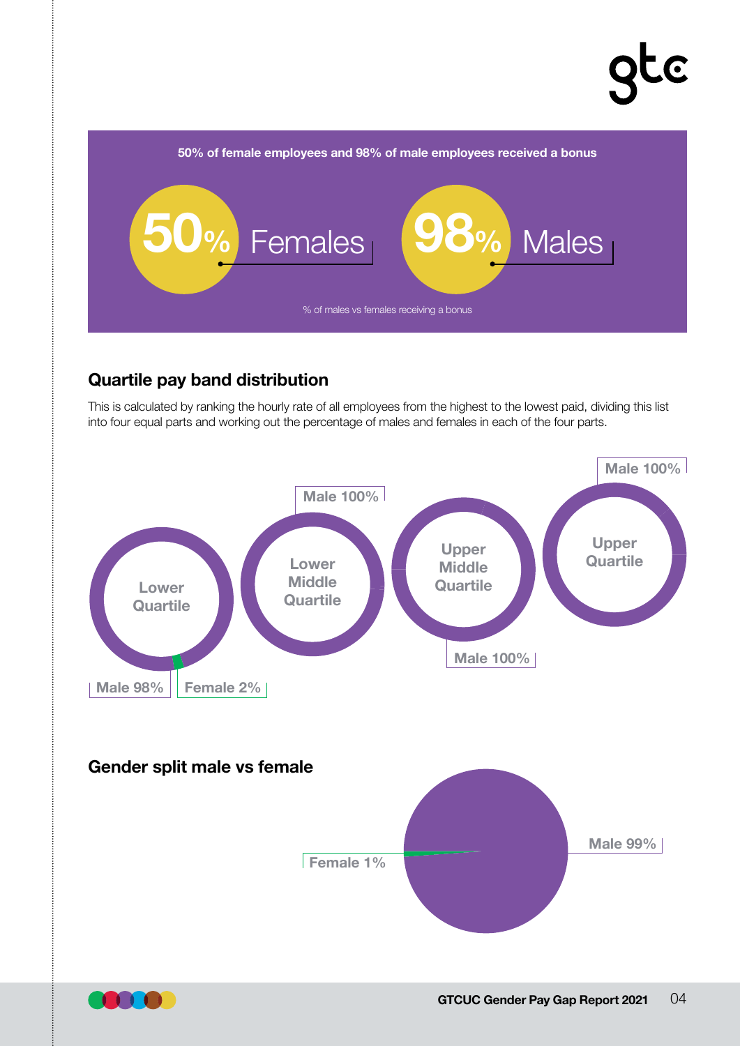**50% of female employees and 98% of male employees received a bonus**

**50%** Females

**98%** Males

% of males vs females receiving a bonus

## Quartile pay band distribution

This is calculated by ranking the hourly rate of all employees from the highest to the lowest paid, dividing this list into four equal parts and working out the percentage of males and females in each of the four parts.

**Lower Quartile**: Male 98%, Female 2%

**Lower Middle Quartile**: Male 100%

**Upper Middle Quartile**: Male 100%

**Upper Quartile**: Male 100%

## Gender split male vs female

Female 1%

Male 99%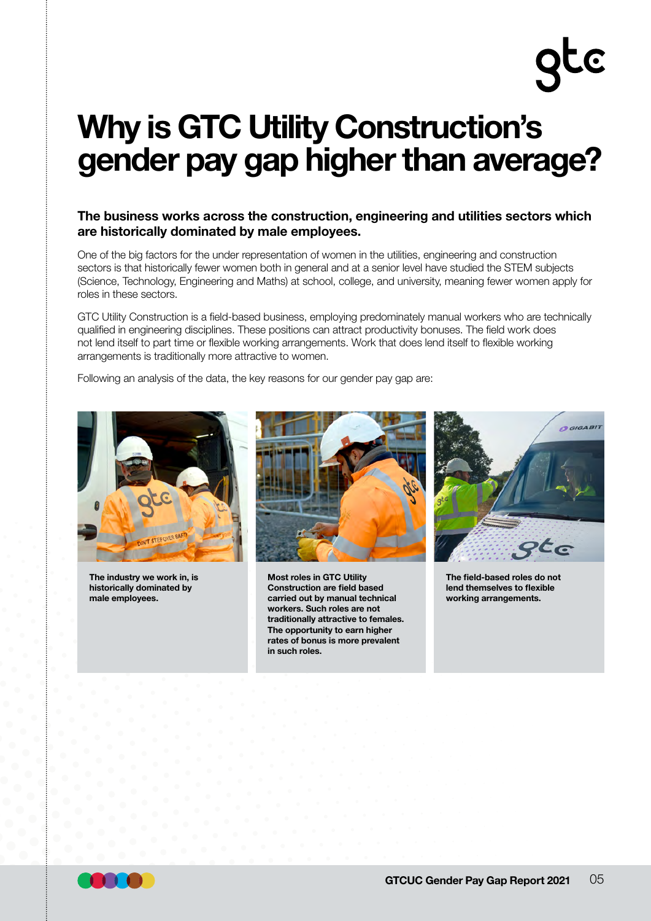# Why is GTC Utility Construction's gender pay gap higher than average?

**The business works across the construction, engineering and utilities sectors which are historically dominated by male employees.**

One of the big factors for the under representation of women in the utilities, engineering and construction sectors is that historically fewer women both in general and at a senior level have studied the STEM subjects (Science, Technology, Engineering and Maths) at school, college, and university, meaning fewer women apply for roles in these sectors.

GTC Utility Construction is a field-based business, employing predominately manual workers who are technically qualified in engineering disciplines. These positions can attract productivity bonuses. The field work does not lend itself to part time or flexible working arrangements. Work that does lend itself to flexible working arrangements is traditionally more attractive to women.

Following an analysis of the data, the key reasons for our gender pay gap are:

**The industry we work in, is historically dominated by male employees.**

**Most roles in GTC Utility Construction are field based carried out by manual technical workers. Such roles are not traditionally attractive to females. The opportunity to earn higher rates of bonus is more prevalent in such roles.**

**The field-based roles do not lend themselves to flexible working arrangements.**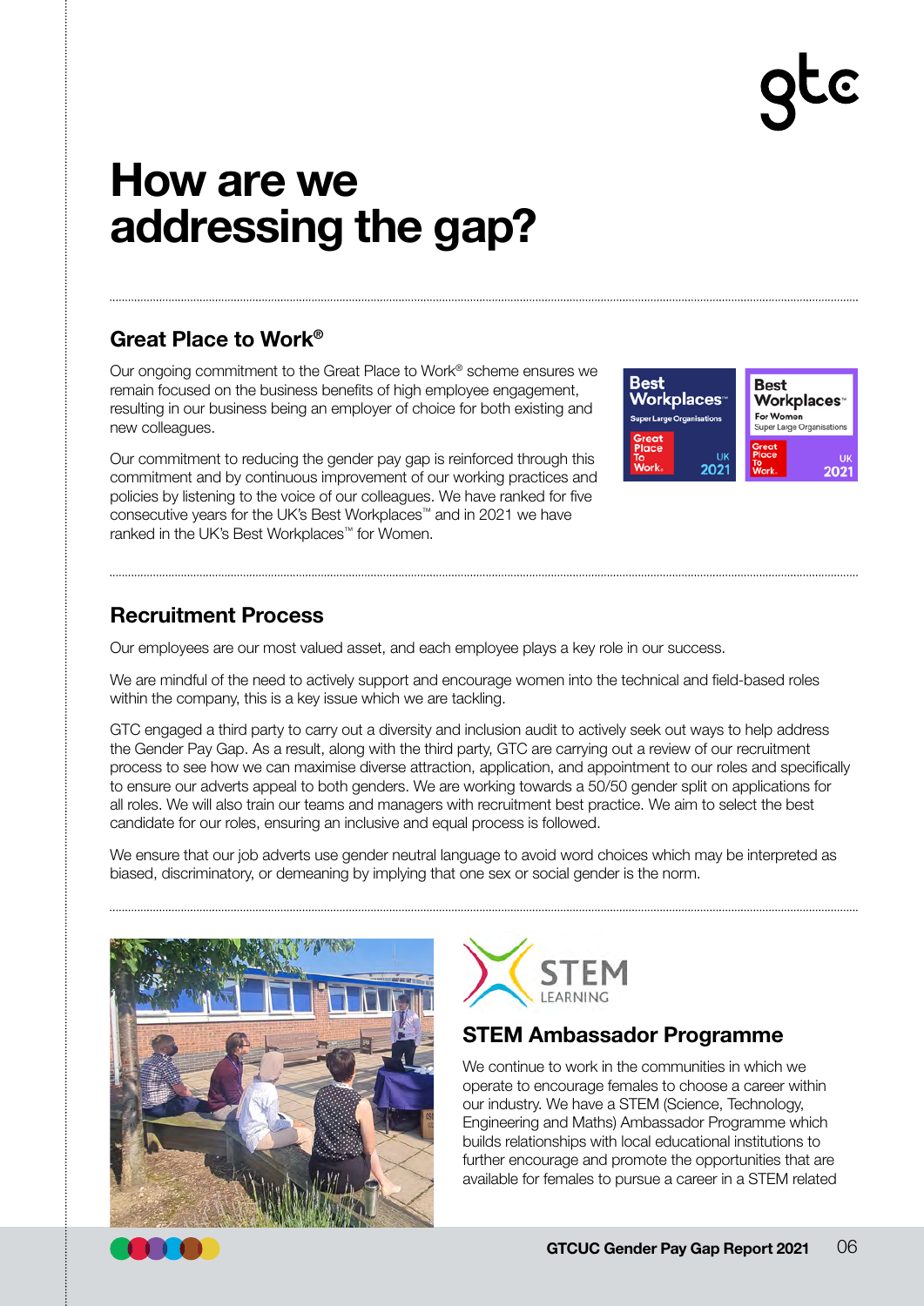# How are we addressing the gap?

## Great Place to Work®

Our ongoing commitment to the Great Place to Work® scheme ensures we remain focused on the business benefits of high employee engagement, resulting in our business being an employer of choice for both existing and new colleagues.

Our commitment to reducing the gender pay gap is reinforced through this commitment and by continuous improvement of our working practices and policies by listening to the voice of our colleagues. We have ranked for five consecutive years for the UK's Best Workplaces™ and in 2021 we have ranked in the UK's Best Workplaces™ for Women.

## Recruitment Process

Our employees are our most valued asset, and each employee plays a key role in our success.

We are mindful of the need to actively support and encourage women into the technical and field-based roles within the company, this is a key issue which we are tackling.

GTC engaged a third party to carry out a diversity and inclusion audit to actively seek out ways to help address the Gender Pay Gap. As a result, along with the third party, GTC are carrying out a review of our recruitment process to see how we can maximise diverse attraction, application, and appointment to our roles and specifically to ensure our adverts appeal to both genders. We are working towards a 50/50 gender split on applications for all roles. We will also train our teams and managers with recruitment best practice. We aim to select the best candidate for our roles, ensuring an inclusive and equal process is followed.

We ensure that our job adverts use gender neutral language to avoid word choices which may be interpreted as biased, discriminatory, or demeaning by implying that one sex or social gender is the norm.

## STEM Ambassador Programme

We continue to work in the communities in which we operate to encourage females to choose a career within our industry. We have a STEM (Science, Technology, Engineering and Maths) Ambassador Programme which builds relationships with local educational institutions to further encourage and promote the opportunities that are available for females to pursue a career in a STEM related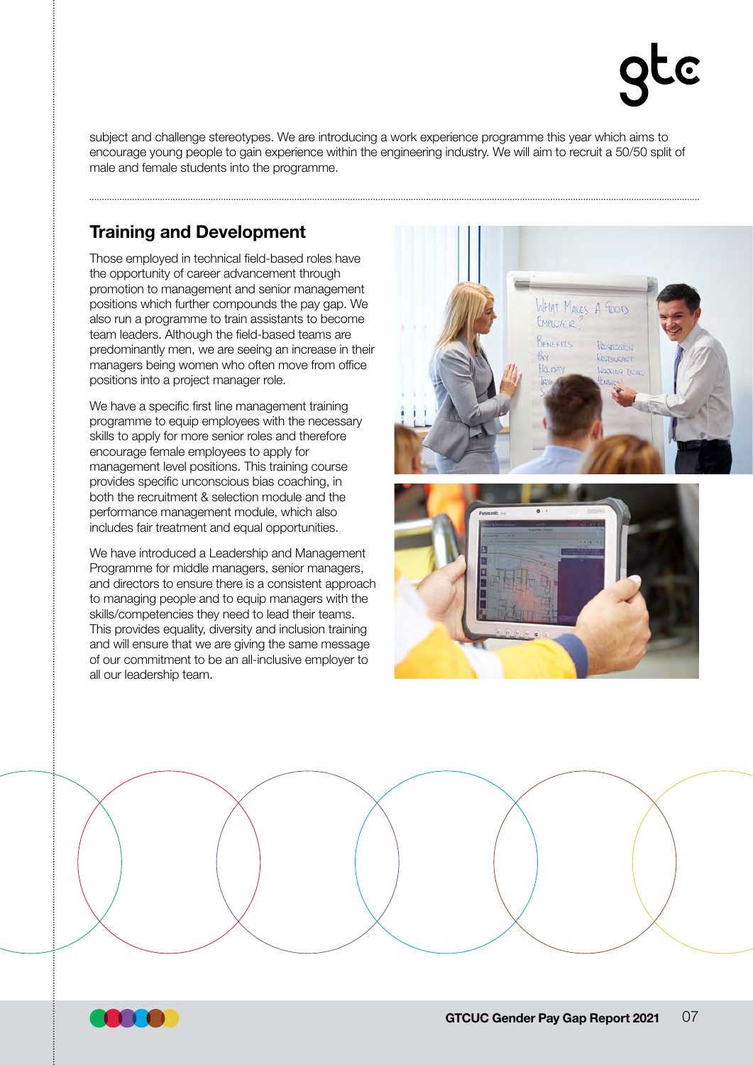subject and challenge stereotypes. We are introducing a work experience programme this year which aims to encourage young people to gain experience within the engineering industry. We will aim to recruit a 50/50 split of male and female students into the programme.

## Training and Development

Those employed in technical field-based roles have the opportunity of career advancement through promotion to management and senior management positions which further compounds the pay gap. We also run a programme to train assistants to become team leaders. Although the field-based teams are predominantly men, we are seeing an increase in their managers being women who often move from office positions into a project manager role.

We have a specific first line management training programme to equip employees with the necessary skills to apply for more senior roles and therefore encourage female employees to apply for management level positions. This training course provides specific unconscious bias coaching, in both the recruitment & selection module and the performance management module, which also includes fair treatment and equal opportunities.

We have introduced a Leadership and Management Programme for middle managers, senior managers, and directors to ensure there is a consistent approach to managing people and to equip managers with the skills/competencies they need to lead their teams. This provides equality, diversity and inclusion training and will ensure that we are giving the same message of our commitment to be an all-inclusive employer to all our leadership team.